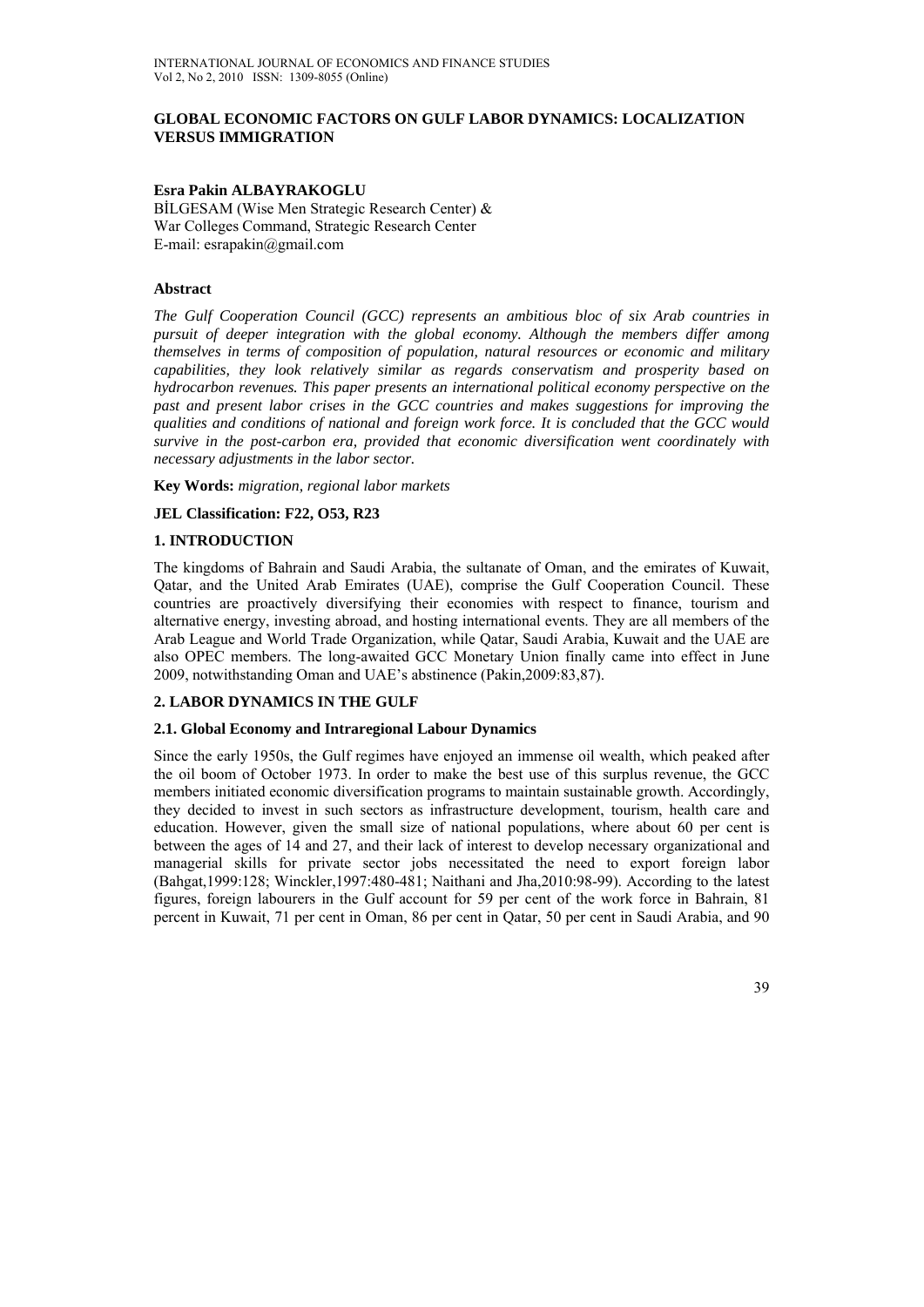# GLOBAL ECONOMIC FACTORS ON GULF LABOR DYNAMICS: LOCALIZATION VERSUS IMMIGRATION

**Esra Pakin ALBAYRAKOGLU**
BİLGESAM (Wise Men Strategic Research Center) &
War Colleges Command, Strategic Research Center
E-mail: esrapakin@gmail.com

### Abstract

*The Gulf Cooperation Council (GCC) represents an ambitious bloc of six Arab countries in pursuit of deeper integration with the global economy. Although the members differ among themselves in terms of composition of population, natural resources or economic and military capabilities, they look relatively similar as regards conservatism and prosperity based on hydrocarbon revenues. This paper presents an international political economy perspective on the past and present labor crises in the GCC countries and makes suggestions for improving the qualities and conditions of national and foreign work force. It is concluded that the GCC would survive in the post-carbon era, provided that economic diversification went coordinately with necessary adjustments in the labor sector.*

**Key Words:** *migration, regional labor markets*

**JEL Classification: F22, O53, R23**

## 1. INTRODUCTION

The kingdoms of Bahrain and Saudi Arabia, the sultanate of Oman, and the emirates of Kuwait, Qatar, and the United Arab Emirates (UAE), comprise the Gulf Cooperation Council. These countries are proactively diversifying their economies with respect to finance, tourism and alternative energy, investing abroad, and hosting international events. They are all members of the Arab League and World Trade Organization, while Qatar, Saudi Arabia, Kuwait and the UAE are also OPEC members. The long-awaited GCC Monetary Union finally came into effect in June 2009, notwithstanding Oman and UAE's abstinence (Pakin,2009:83,87).

## 2. LABOR DYNAMICS IN THE GULF

### 2.1. Global Economy and Intraregional Labour Dynamics

Since the early 1950s, the Gulf regimes have enjoyed an immense oil wealth, which peaked after the oil boom of October 1973. In order to make the best use of this surplus revenue, the GCC members initiated economic diversification programs to maintain sustainable growth. Accordingly, they decided to invest in such sectors as infrastructure development, tourism, health care and education. However, given the small size of national populations, where about 60 per cent is between the ages of 14 and 27, and their lack of interest to develop necessary organizational and managerial skills for private sector jobs necessitated the need to export foreign labor (Bahgat,1999:128; Winckler,1997:480-481; Naithani and Jha,2010:98-99). According to the latest figures, foreign labourers in the Gulf account for 59 per cent of the work force in Bahrain, 81 percent in Kuwait, 71 per cent in Oman, 86 per cent in Qatar, 50 per cent in Saudi Arabia, and 90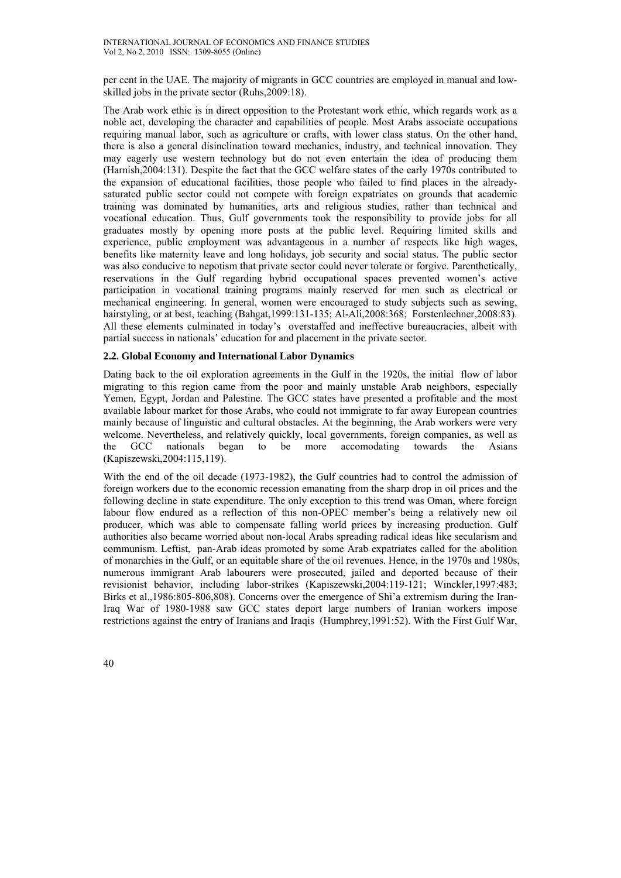per cent in the UAE. The majority of migrants in GCC countries are employed in manual and low-skilled jobs in the private sector (Ruhs,2009:18).

The Arab work ethic is in direct opposition to the Protestant work ethic, which regards work as a noble act, developing the character and capabilities of people. Most Arabs associate occupations requiring manual labor, such as agriculture or crafts, with lower class status. On the other hand, there is also a general disinclination toward mechanics, industry, and technical innovation. They may eagerly use western technology but do not even entertain the idea of producing them (Harnish,2004:131). Despite the fact that the GCC welfare states of the early 1970s contributed to the expansion of educational facilities, those people who failed to find places in the already-saturated public sector could not compete with foreign expatriates on grounds that academic training was dominated by humanities, arts and religious studies, rather than technical and vocational education. Thus, Gulf governments took the responsibility to provide jobs for all graduates mostly by opening more posts at the public level. Requiring limited skills and experience, public employment was advantageous in a number of respects like high wages, benefits like maternity leave and long holidays, job security and social status. The public sector was also conducive to nepotism that private sector could never tolerate or forgive. Parenthetically, reservations in the Gulf regarding hybrid occupational spaces prevented women's active participation in vocational training programs mainly reserved for men such as electrical or mechanical engineering. In general, women were encouraged to study subjects such as sewing, hairstyling, or at best, teaching (Bahgat,1999:131-135; Al-Ali,2008:368; Forstenlechner,2008:83). All these elements culminated in today's overstaffed and ineffective bureaucracies, albeit with partial success in nationals' education for and placement in the private sector.

### 2.2. Global Economy and International Labor Dynamics

Dating back to the oil exploration agreements in the Gulf in the 1920s, the initial flow of labor migrating to this region came from the poor and mainly unstable Arab neighbors, especially Yemen, Egypt, Jordan and Palestine. The GCC states have presented a profitable and the most available labour market for those Arabs, who could not immigrate to far away European countries mainly because of linguistic and cultural obstacles. At the beginning, the Arab workers were very welcome. Nevertheless, and relatively quickly, local governments, foreign companies, as well as the GCC nationals began to be more accomodating towards the Asians (Kapiszewski,2004:115,119).

With the end of the oil decade (1973-1982), the Gulf countries had to control the admission of foreign workers due to the economic recession emanating from the sharp drop in oil prices and the following decline in state expenditure. The only exception to this trend was Oman, where foreign labour flow endured as a reflection of this non-OPEC member's being a relatively new oil producer, which was able to compensate falling world prices by increasing production. Gulf authorities also became worried about non-local Arabs spreading radical ideas like secularism and communism. Leftist, pan-Arab ideas promoted by some Arab expatriates called for the abolition of monarchies in the Gulf, or an equitable share of the oil revenues. Hence, in the 1970s and 1980s, numerous immigrant Arab labourers were prosecuted, jailed and deported because of their revisionist behavior, including labor-strikes (Kapiszewski,2004:119-121; Winckler,1997:483; Birks et al.,1986:805-806,808). Concerns over the emergence of Shi'a extremism during the Iran-Iraq War of 1980-1988 saw GCC states deport large numbers of Iranian workers impose restrictions against the entry of Iranians and Iraqis (Humphrey,1991:52). With the First Gulf War,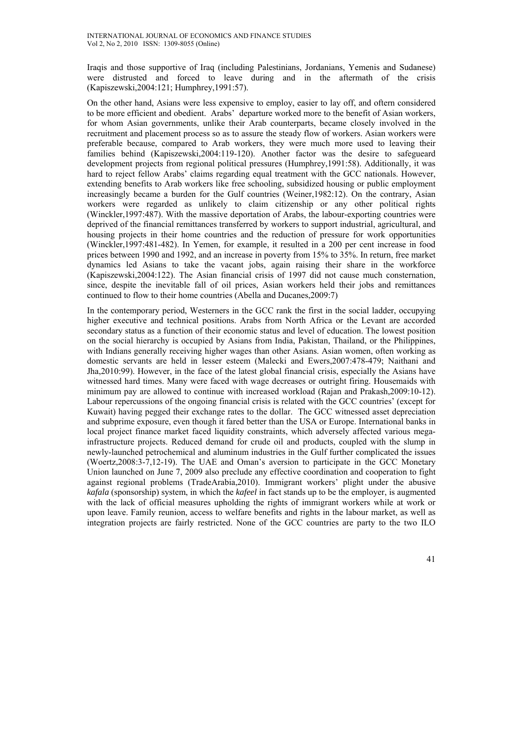Iraqis and those supportive of Iraq (including Palestinians, Jordanians, Yemenis and Sudanese) were distrusted and forced to leave during and in the aftermath of the crisis (Kapiszewski,2004:121; Humphrey,1991:57).

On the other hand, Asians were less expensive to employ, easier to lay off, and oftern considered to be more efficient and obedient. Arabs' departure worked more to the benefit of Asian workers, for whom Asian governments, unlike their Arab counterparts, became closely involved in the recruitment and placement process so as to assure the steady flow of workers. Asian workers were preferable because, compared to Arab workers, they were much more used to leaving their families behind (Kapiszewski,2004:119-120). Another factor was the desire to safegueard development projects from regional political pressures (Humphrey,1991:58). Additionally, it was hard to reject fellow Arabs' claims regarding equal treatment with the GCC nationals. However, extending benefits to Arab workers like free schooling, subsidized housing or public employment increasingly became a burden for the Gulf countries (Weiner,1982:12). On the contrary, Asian workers were regarded as unlikely to claim citizenship or any other political rights (Winckler,1997:487). With the massive deportation of Arabs, the labour-exporting countries were deprived of the financial remittances transferred by workers to support industrial, agricultural, and housing projects in their home countries and the reduction of pressure for work opportunities (Winckler,1997:481-482). In Yemen, for example, it resulted in a 200 per cent increase in food prices between 1990 and 1992, and an increase in poverty from 15% to 35%. In return, free market dynamics led Asians to take the vacant jobs, again raising their share in the workforce (Kapiszewski,2004:122). The Asian financial crisis of 1997 did not cause much consternation, since, despite the inevitable fall of oil prices, Asian workers held their jobs and remittances continued to flow to their home countries (Abella and Ducanes,2009:7)

In the contemporary period, Westerners in the GCC rank the first in the social ladder, occupying higher executive and technical positions. Arabs from North Africa or the Levant are accorded secondary status as a function of their economic status and level of education. The lowest position on the social hierarchy is occupied by Asians from India, Pakistan, Thailand, or the Philippines, with Indians generally receiving higher wages than other Asians. Asian women, often working as domestic servants are held in lesser esteem (Malecki and Ewers,2007:478-479; Naithani and Jha,2010:99). However, in the face of the latest global financial crisis, especially the Asians have witnessed hard times. Many were faced with wage decreases or outright firing. Housemaids with minimum pay are allowed to continue with increased workload (Rajan and Prakash,2009:10-12). Labour repercussions of the ongoing financial crisis is related with the GCC countries' (except for Kuwait) having pegged their exchange rates to the dollar. The GCC witnessed asset depreciation and subprime exposure, even though it fared better than the USA or Europe. International banks in local project finance market faced liquidity constraints, which adversely affected various mega-infrastructure projects. Reduced demand for crude oil and products, coupled with the slump in newly-launched petrochemical and aluminum industries in the Gulf further complicated the issues (Woertz,2008:3-7,12-19). The UAE and Oman's aversion to participate in the GCC Monetary Union launched on June 7, 2009 also preclude any effective coordination and cooperation to fight against regional problems (TradeArabia,2010). Immigrant workers' plight under the abusive *kafala* (sponsorship) system, in which the *kafeel* in fact stands up to be the employer, is augmented with the lack of official measures upholding the rights of immigrant workers while at work or upon leave. Family reunion, access to welfare benefits and rights in the labour market, as well as integration projects are fairly restricted. None of the GCC countries are party to the two ILO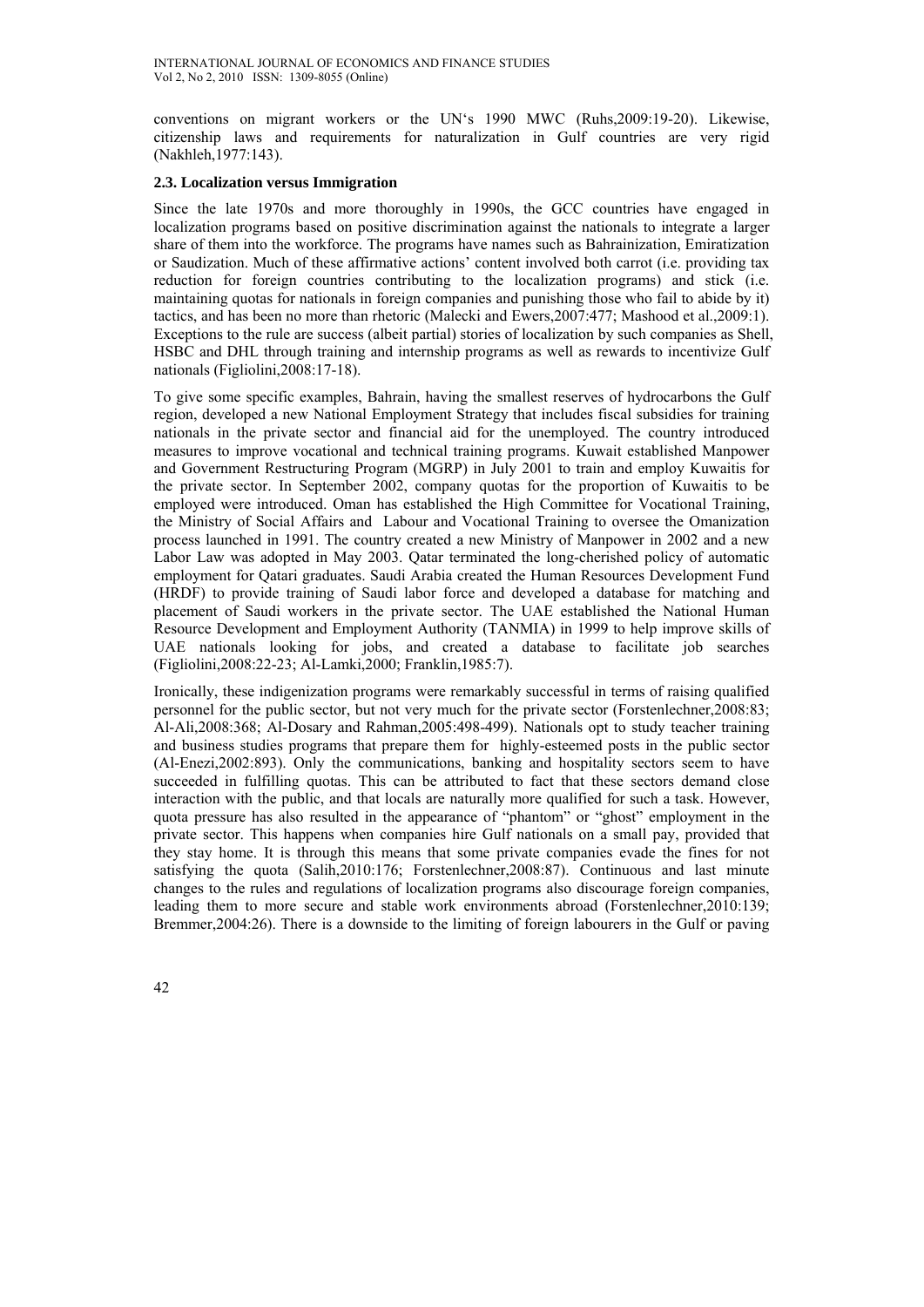conventions on migrant workers or the UN's 1990 MWC (Ruhs,2009:19-20). Likewise, citizenship laws and requirements for naturalization in Gulf countries are very rigid (Nakhleh,1977:143).

### 2.3. Localization versus Immigration

Since the late 1970s and more thoroughly in 1990s, the GCC countries have engaged in localization programs based on positive discrimination against the nationals to integrate a larger share of them into the workforce. The programs have names such as Bahrainization, Emiratization or Saudization. Much of these affirmative actions' content involved both carrot (i.e. providing tax reduction for foreign countries contributing to the localization programs) and stick (i.e. maintaining quotas for nationals in foreign companies and punishing those who fail to abide by it) tactics, and has been no more than rhetoric (Malecki and Ewers,2007:477; Mashood et al.,2009:1). Exceptions to the rule are success (albeit partial) stories of localization by such companies as Shell, HSBC and DHL through training and internship programs as well as rewards to incentivize Gulf nationals (Figliolini,2008:17-18).

To give some specific examples, Bahrain, having the smallest reserves of hydrocarbons the Gulf region, developed a new National Employment Strategy that includes fiscal subsidies for training nationals in the private sector and financial aid for the unemployed. The country introduced measures to improve vocational and technical training programs. Kuwait established Manpower and Government Restructuring Program (MGRP) in July 2001 to train and employ Kuwaitis for the private sector. In September 2002, company quotas for the proportion of Kuwaitis to be employed were introduced. Oman has established the High Committee for Vocational Training, the Ministry of Social Affairs and Labour and Vocational Training to oversee the Omanization process launched in 1991. The country created a new Ministry of Manpower in 2002 and a new Labor Law was adopted in May 2003. Qatar terminated the long-cherished policy of automatic employment for Qatari graduates. Saudi Arabia created the Human Resources Development Fund (HRDF) to provide training of Saudi labor force and developed a database for matching and placement of Saudi workers in the private sector. The UAE established the National Human Resource Development and Employment Authority (TANMIA) in 1999 to help improve skills of UAE nationals looking for jobs, and created a database to facilitate job searches (Figliolini,2008:22-23; Al-Lamki,2000; Franklin,1985:7).

Ironically, these indigenization programs were remarkably successful in terms of raising qualified personnel for the public sector, but not very much for the private sector (Forstenlechner,2008:83; Al-Ali,2008:368; Al-Dosary and Rahman,2005:498-499). Nationals opt to study teacher training and business studies programs that prepare them for highly-esteemed posts in the public sector (Al-Enezi,2002:893). Only the communications, banking and hospitality sectors seem to have succeeded in fulfilling quotas. This can be attributed to fact that these sectors demand close interaction with the public, and that locals are naturally more qualified for such a task. However, quota pressure has also resulted in the appearance of "phantom" or "ghost" employment in the private sector. This happens when companies hire Gulf nationals on a small pay, provided that they stay home. It is through this means that some private companies evade the fines for not satisfying the quota (Salih,2010:176; Forstenlechner,2008:87). Continuous and last minute changes to the rules and regulations of localization programs also discourage foreign companies, leading them to more secure and stable work environments abroad (Forstenlechner,2010:139; Bremmer,2004:26). There is a downside to the limiting of foreign labourers in the Gulf or paving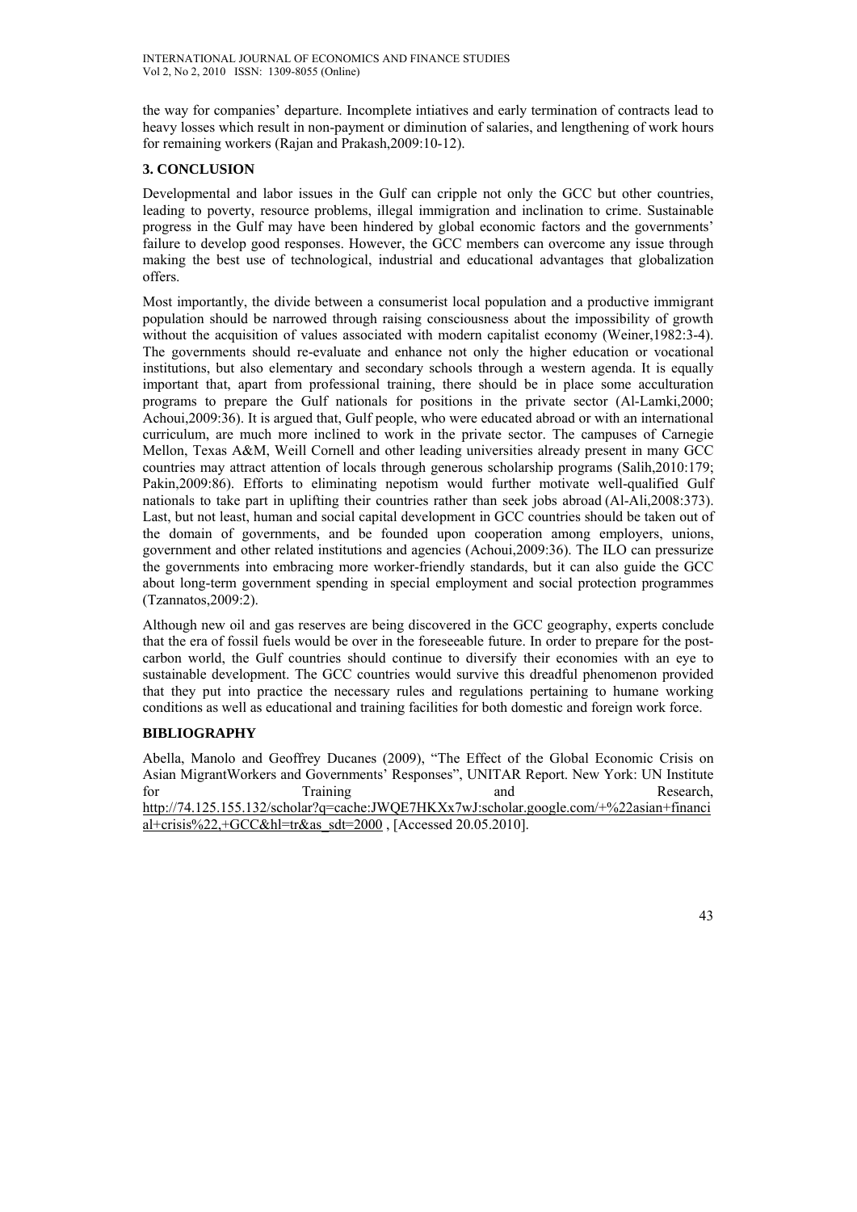the way for companies' departure. Incomplete intiatives and early termination of contracts lead to heavy losses which result in non-payment or diminution of salaries, and lengthening of work hours for remaining workers (Rajan and Prakash,2009:10-12).

## 3. CONCLUSION

Developmental and labor issues in the Gulf can cripple not only the GCC but other countries, leading to poverty, resource problems, illegal immigration and inclination to crime. Sustainable progress in the Gulf may have been hindered by global economic factors and the governments' failure to develop good responses. However, the GCC members can overcome any issue through making the best use of technological, industrial and educational advantages that globalization offers.

Most importantly, the divide between a consumerist local population and a productive immigrant population should be narrowed through raising consciousness about the impossibility of growth without the acquisition of values associated with modern capitalist economy (Weiner,1982:3-4). The governments should re-evaluate and enhance not only the higher education or vocational institutions, but also elementary and secondary schools through a western agenda. It is equally important that, apart from professional training, there should be in place some acculturation programs to prepare the Gulf nationals for positions in the private sector (Al-Lamki,2000; Achoui,2009:36). It is argued that, Gulf people, who were educated abroad or with an international curriculum, are much more inclined to work in the private sector. The campuses of Carnegie Mellon, Texas A&M, Weill Cornell and other leading universities already present in many GCC countries may attract attention of locals through generous scholarship programs (Salih,2010:179; Pakin,2009:86). Efforts to eliminating nepotism would further motivate well-qualified Gulf nationals to take part in uplifting their countries rather than seek jobs abroad (Al-Ali,2008:373). Last, but not least, human and social capital development in GCC countries should be taken out of the domain of governments, and be founded upon cooperation among employers, unions, government and other related institutions and agencies (Achoui,2009:36). The ILO can pressurize the governments into embracing more worker-friendly standards, but it can also guide the GCC about long-term government spending in special employment and social protection programmes (Tzannatos,2009:2).

Although new oil and gas reserves are being discovered in the GCC geography, experts conclude that the era of fossil fuels would be over in the foreseeable future. In order to prepare for the post-carbon world, the Gulf countries should continue to diversify their economies with an eye to sustainable development. The GCC countries would survive this dreadful phenomenon provided that they put into practice the necessary rules and regulations pertaining to humane working conditions as well as educational and training facilities for both domestic and foreign work force.

## BIBLIOGRAPHY

Abella, Manolo and Geoffrey Ducanes (2009), "The Effect of the Global Economic Crisis on Asian MigrantWorkers and Governments' Responses", UNITAR Report. New York: UN Institute for Training and Research, http://74.125.155.132/scholar?q=cache:JWQE7HKXx7wJ:scholar.google.com/+%22asian+financial+crisis%22,+GCC&hl=tr&as_sdt=2000 , [Accessed 20.05.2010].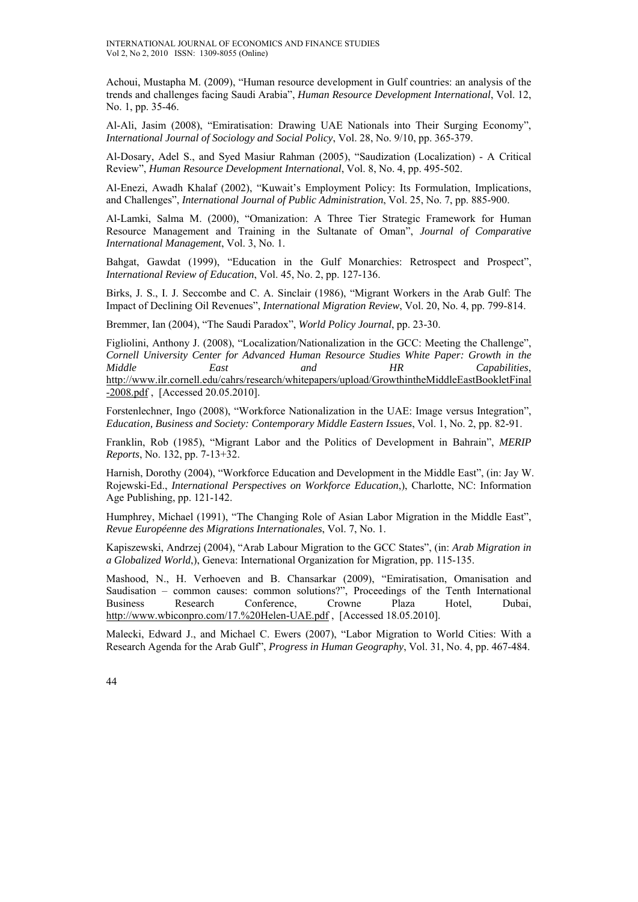Achoui, Mustapha M. (2009), "Human resource development in Gulf countries: an analysis of the trends and challenges facing Saudi Arabia", *Human Resource Development International*, Vol. 12, No. 1, pp. 35-46.

Al-Ali, Jasim (2008), "Emiratisation: Drawing UAE Nationals into Their Surging Economy", *International Journal of Sociology and Social Policy*, Vol. 28, No. 9/10, pp. 365-379.

Al-Dosary, Adel S., and Syed Masiur Rahman (2005), "Saudization (Localization) - A Critical Review", *Human Resource Development International*, Vol. 8, No. 4, pp. 495-502.

Al-Enezi, Awadh Khalaf (2002), "Kuwait's Employment Policy: Its Formulation, Implications, and Challenges", *International Journal of Public Administration*, Vol. 25, No. 7, pp. 885-900.

Al-Lamki, Salma M. (2000), "Omanization: A Three Tier Strategic Framework for Human Resource Management and Training in the Sultanate of Oman", *Journal of Comparative International Management*, Vol. 3, No. 1.

Bahgat, Gawdat (1999), "Education in the Gulf Monarchies: Retrospect and Prospect", *International Review of Education*, Vol. 45, No. 2, pp. 127-136.

Birks, J. S., I. J. Seccombe and C. A. Sinclair (1986), "Migrant Workers in the Arab Gulf: The Impact of Declining Oil Revenues", *International Migration Review*, Vol. 20, No. 4, pp. 799-814.

Bremmer, Ian (2004), "The Saudi Paradox", *World Policy Journal*, pp. 23-30.

Figliolini, Anthony J. (2008), "Localization/Nationalization in the GCC: Meeting the Challenge", *Cornell University Center for Advanced Human Resource Studies White Paper: Growth in the Middle East and HR Capabilities*, http://www.ilr.cornell.edu/cahrs/research/whitepapers/upload/GrowthintheMiddleEastBookletFinal-2008.pdf , [Accessed 20.05.2010].

Forstenlechner, Ingo (2008), "Workforce Nationalization in the UAE: Image versus Integration", *Education, Business and Society: Contemporary Middle Eastern Issues*, Vol. 1, No. 2, pp. 82-91.

Franklin, Rob (1985), "Migrant Labor and the Politics of Development in Bahrain", *MERIP Reports*, No. 132, pp. 7-13+32.

Harnish, Dorothy (2004), "Workforce Education and Development in the Middle East", (in: Jay W. Rojewski-Ed., *International Perspectives on Workforce Education*,), Charlotte, NC: Information Age Publishing, pp. 121-142.

Humphrey, Michael (1991), "The Changing Role of Asian Labor Migration in the Middle East", *Revue Européenne des Migrations Internationales*, Vol. 7, No. 1.

Kapiszewski, Andrzej (2004), "Arab Labour Migration to the GCC States", (in: *Arab Migration in a Globalized World*,), Geneva: International Organization for Migration, pp. 115-135.

Mashood, N., H. Verhoeven and B. Chansarkar (2009), "Emiratisation, Omanisation and Saudisation – common causes: common solutions?", Proceedings of the Tenth International Business Research Conference, Crowne Plaza Hotel, Dubai, http://www.wbiconpro.com/17.%20Helen-UAE.pdf , [Accessed 18.05.2010].

Malecki, Edward J., and Michael C. Ewers (2007), "Labor Migration to World Cities: With a Research Agenda for the Arab Gulf", *Progress in Human Geography*, Vol. 31, No. 4, pp. 467-484.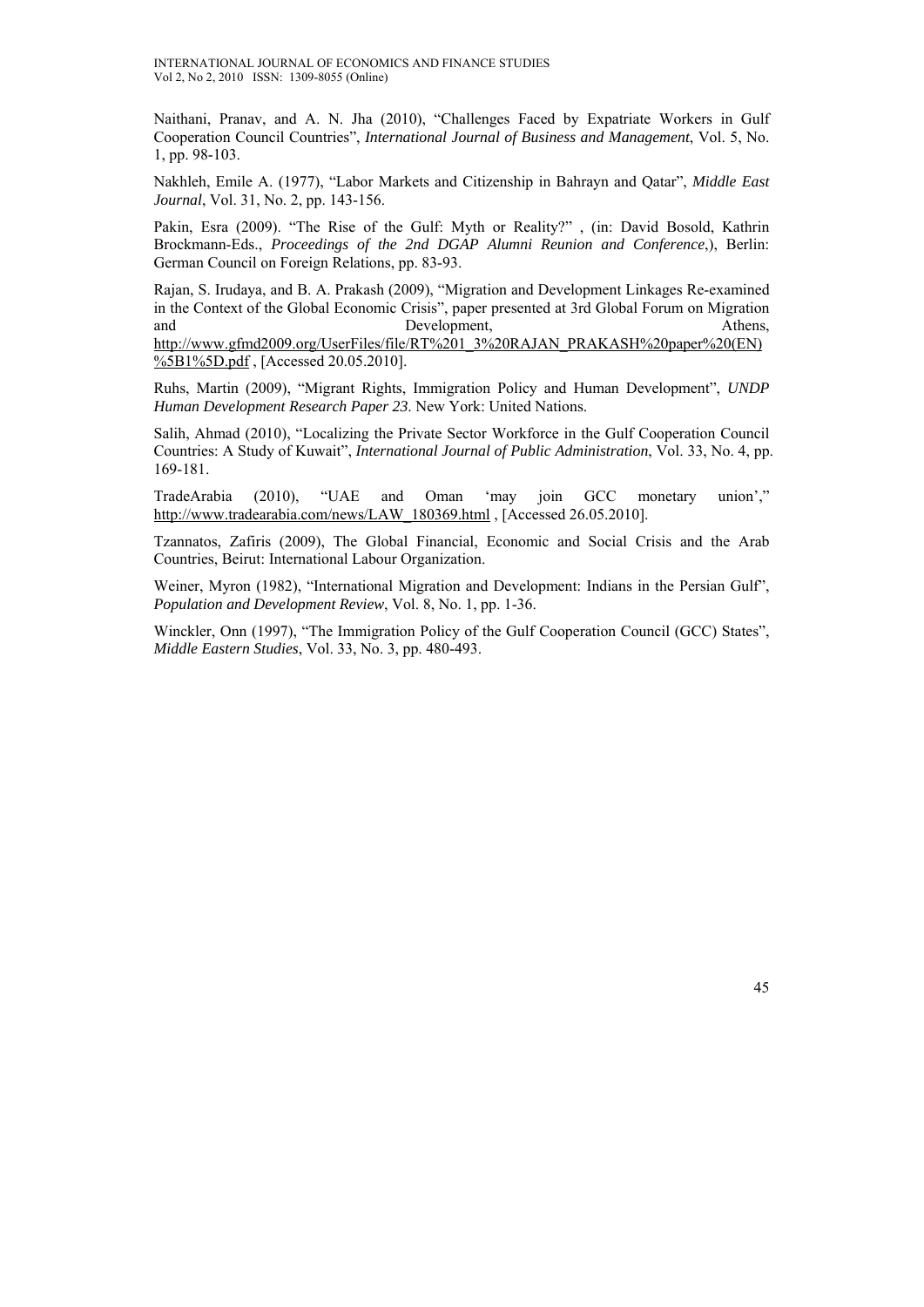Naithani, Pranav, and A. N. Jha (2010), "Challenges Faced by Expatriate Workers in Gulf Cooperation Council Countries", *International Journal of Business and Management*, Vol. 5, No. 1, pp. 98-103.

Nakhleh, Emile A. (1977), "Labor Markets and Citizenship in Bahrayn and Qatar", *Middle East Journal*, Vol. 31, No. 2, pp. 143-156.

Pakin, Esra (2009). "The Rise of the Gulf: Myth or Reality?" , (in: David Bosold, Kathrin Brockmann-Eds., *Proceedings of the 2nd DGAP Alumni Reunion and Conference*,), Berlin: German Council on Foreign Relations, pp. 83-93.

Rajan, S. Irudaya, and B. A. Prakash (2009), "Migration and Development Linkages Re-examined in the Context of the Global Economic Crisis", paper presented at 3rd Global Forum on Migration and Development, Athens, http://www.gfmd2009.org/UserFiles/file/RT%201_3%20RAJAN_PRAKASH%20paper%20(EN)%5B1%5D.pdf , [Accessed 20.05.2010].

Ruhs, Martin (2009), "Migrant Rights, Immigration Policy and Human Development", *UNDP Human Development Research Paper 23*. New York: United Nations.

Salih, Ahmad (2010), "Localizing the Private Sector Workforce in the Gulf Cooperation Council Countries: A Study of Kuwait", *International Journal of Public Administration*, Vol. 33, No. 4, pp. 169-181.

TradeArabia (2010), "UAE and Oman 'may join GCC monetary union'," http://www.tradearabia.com/news/LAW_180369.html , [Accessed 26.05.2010].

Tzannatos, Zafiris (2009), The Global Financial, Economic and Social Crisis and the Arab Countries, Beirut: International Labour Organization.

Weiner, Myron (1982), "International Migration and Development: Indians in the Persian Gulf", *Population and Development Review*, Vol. 8, No. 1, pp. 1-36.

Winckler, Onn (1997), "The Immigration Policy of the Gulf Cooperation Council (GCC) States", *Middle Eastern Studies*, Vol. 33, No. 3, pp. 480-493.